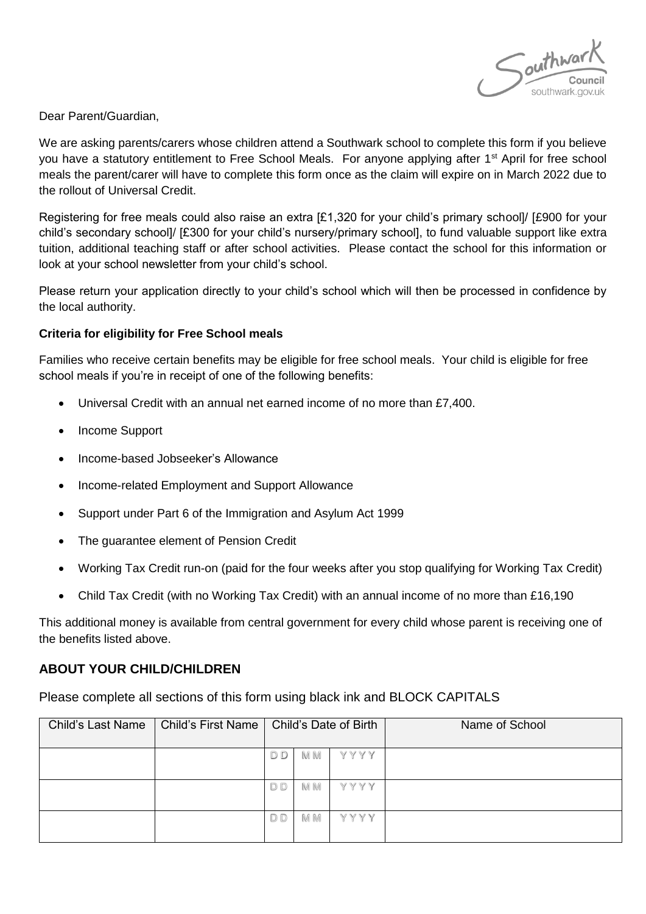Dear Parent/Guardian,

We are asking parents/carers whose children attend a Southwark school to complete this form if you believe you have a statutory entitlement to Free School Meals. For anyone applying after 1st April for free school meals the parent/carer will have to complete this form once as the claim will expire on in March 2022 due to the rollout of Universal Credit.

Registering for free meals could also raise an extra [£1,320 for your child's primary school]/ [£900 for your child's secondary school]/ [£300 for your child's nursery/primary school], to fund valuable support like extra tuition, additional teaching staff or after school activities. Please contact the school for this information or look at your school newsletter from your child's school.

Please return your application directly to your child's school which will then be processed in confidence by the local authority.

**Criteria for eligibility for Free School meals**

Families who receive certain benefits may be eligible for free school meals. Your child is eligible for free school meals if you're in receipt of one of the following benefits:

- Universal Credit with an annual net earned income of no more than £7,400.
- Income Support
- Income-based Jobseeker's Allowance
- Income-related Employment and Support Allowance
- Support under Part 6 of the Immigration and Asylum Act 1999
- The guarantee element of Pension Credit
- Working Tax Credit run-on (paid for the four weeks after you stop qualifying for Working Tax Credit)
- Child Tax Credit (with no Working Tax Credit) with an annual income of no more than £16,190

This additional money is available from central government for every child whose parent is receiving one of the benefits listed above.

## ABOUT YOUR CHILD/CHILDREN

Please complete all sections of this form using black ink and BLOCK CAPITALS

| Child's Last Name | Child's First Name | Child's Date of Birth | | | Name of School |
|---|---|---|---|---|---|
| | | DD | MM | YYYY | |
| | | DD | MM | YYYY | |
| | | DD | MM | YYYY | |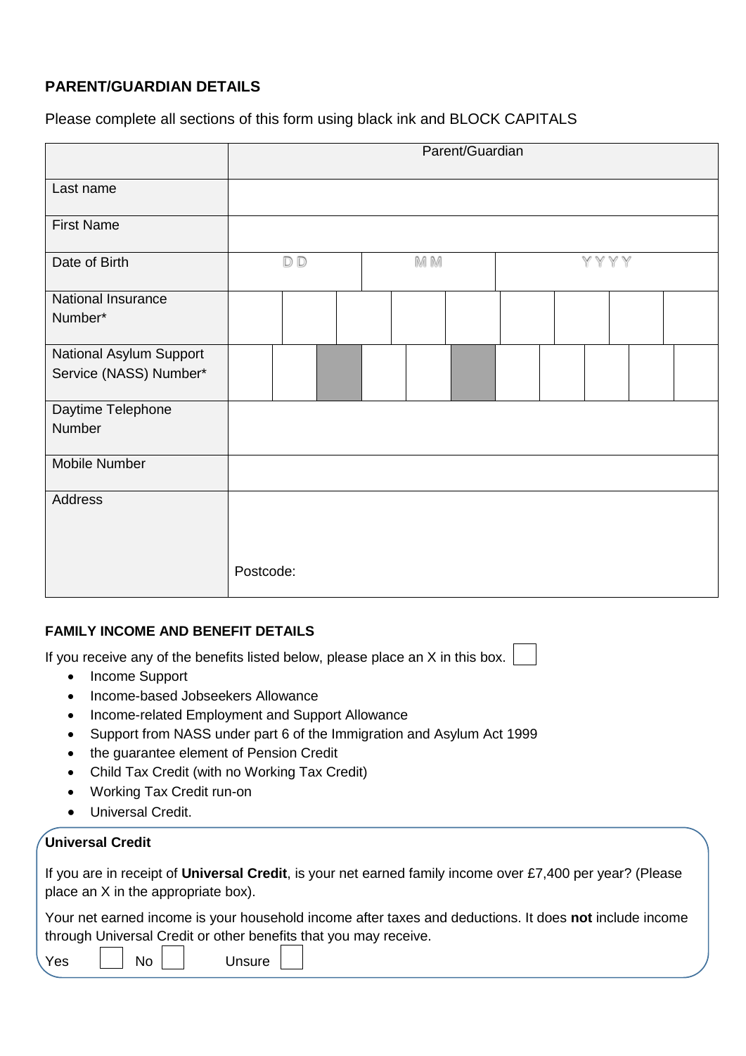## PARENT/GUARDIAN DETAILS

Please complete all sections of this form using black ink and BLOCK CAPITALS

| | Parent/Guardian |
|---|---|
| Last name | |
| First Name | |
| Date of Birth | DD / MM / YYYY |
| National Insurance Number* | |
| National Asylum Support Service (NASS) Number* | |
| Daytime Telephone Number | |
| Mobile Number | |
| Address | Postcode: |

### FAMILY INCOME AND BENEFIT DETAILS

If you receive any of the benefits listed below, please place an X in this box. ☐

- Income Support
- Income-based Jobseekers Allowance
- Income-related Employment and Support Allowance
- Support from NASS under part 6 of the Immigration and Asylum Act 1999
- the guarantee element of Pension Credit
- Child Tax Credit (with no Working Tax Credit)
- Working Tax Credit run-on
- Universal Credit.

**Universal Credit**

If you are in receipt of **Universal Credit**, is your net earned family income over £7,400 per year? (Please place an X in the appropriate box).

Your net earned income is your household income after taxes and deductions. It does **not** include income through Universal Credit or other benefits that you may receive.

Yes ☐ No ☐ Unsure ☐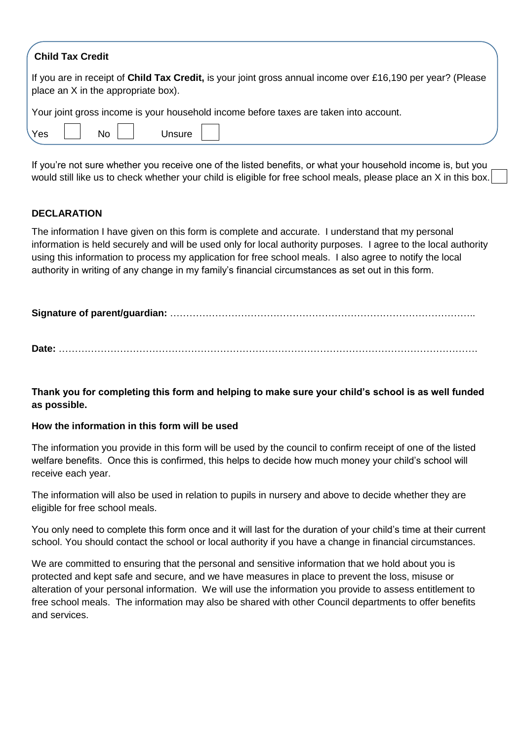**Child Tax Credit**

If you are in receipt of **Child Tax Credit,** is your joint gross annual income over £16,190 per year? (Please place an X in the appropriate box).

Your joint gross income is your household income before taxes are taken into account.

Yes ☐ No ☐ Unsure ☐

If you're not sure whether you receive one of the listed benefits, or what your household income is, but you would still like us to check whether your child is eligible for free school meals, please place an X in this box. ☐

**DECLARATION**

The information I have given on this form is complete and accurate. I understand that my personal information is held securely and will be used only for local authority purposes. I agree to the local authority using this information to process my application for free school meals. I also agree to notify the local authority in writing of any change in my family's financial circumstances as set out in this form.

**Signature of parent/guardian:** ……………………………………………………………………………………..

**Date:** ………………………………………………………………………………………………………………….

**Thank you for completing this form and helping to make sure your child's school is as well funded as possible.**

**How the information in this form will be used**

The information you provide in this form will be used by the council to confirm receipt of one of the listed welfare benefits. Once this is confirmed, this helps to decide how much money your child's school will receive each year.

The information will also be used in relation to pupils in nursery and above to decide whether they are eligible for free school meals.

You only need to complete this form once and it will last for the duration of your child's time at their current school. You should contact the school or local authority if you have a change in financial circumstances.

We are committed to ensuring that the personal and sensitive information that we hold about you is protected and kept safe and secure, and we have measures in place to prevent the loss, misuse or alteration of your personal information. We will use the information you provide to assess entitlement to free school meals. The information may also be shared with other Council departments to offer benefits and services.